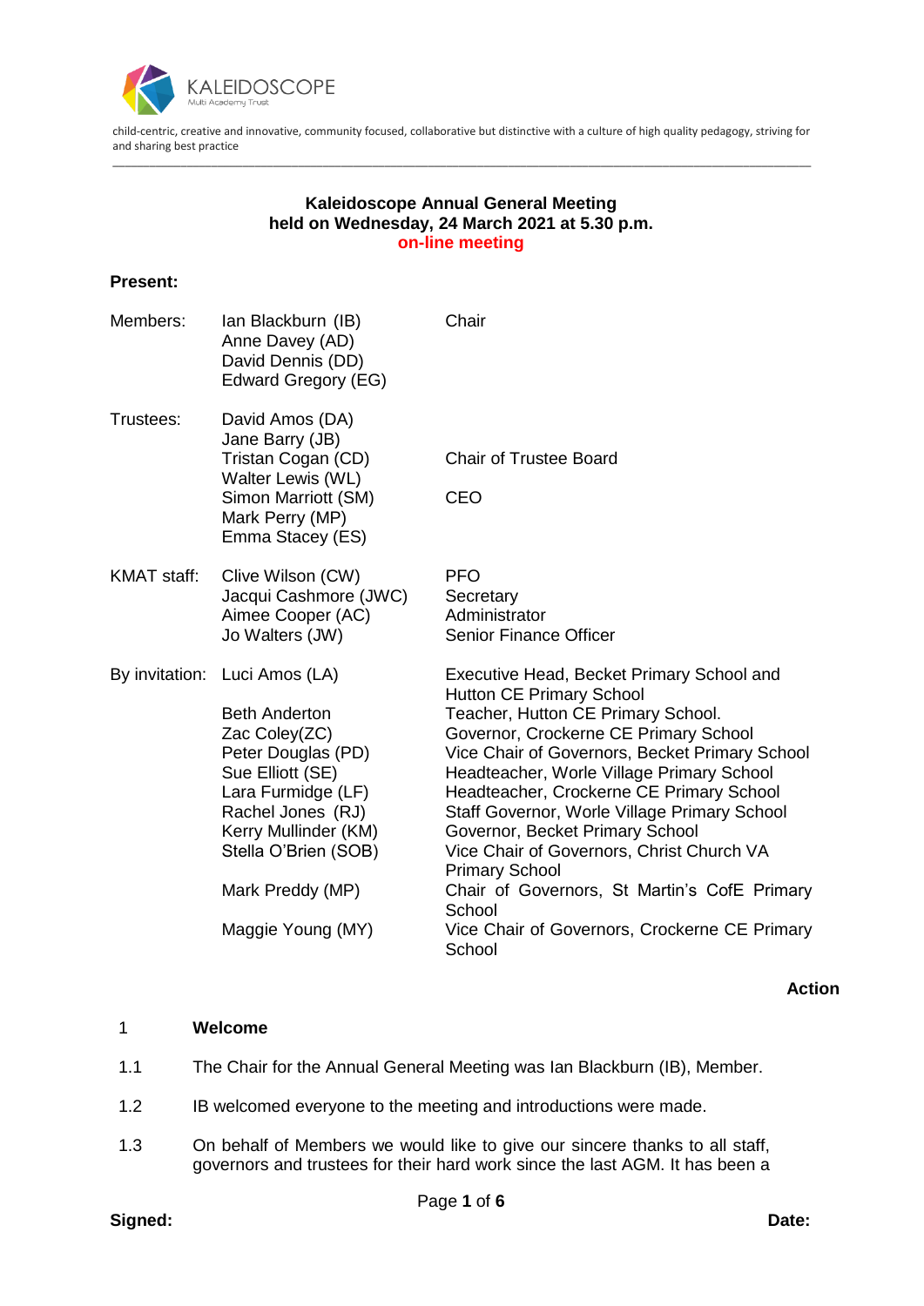KALEIDOSCOPE
Multi Academy Trust

child-centric, creative and innovative, community focused, collaborative but distinctive with a culture of high quality pedagogy, striving for and sharing best practice

**Kaleidoscope Annual General Meeting**
**held on Wednesday, 24 March 2021 at 5.30 p.m.**
**on-line meeting**

**Present:**

| | | |
|---|---|---|
| Members: | Ian Blackburn (IB) | Chair |
| | Anne Davey (AD) | |
| | David Dennis (DD) | |
| | Edward Gregory (EG) | |
| Trustees: | David Amos (DA) | |
| | Jane Barry (JB) | |
| | Tristan Cogan (CD) | Chair of Trustee Board |
| | Walter Lewis (WL) | |
| | Simon Marriott (SM) | CEO |
| | Mark Perry (MP) | |
| | Emma Stacey (ES) | |
| KMAT staff: | Clive Wilson (CW) | PFO |
| | Jacqui Cashmore (JWC) | Secretary |
| | Aimee Cooper (AC) | Administrator |
| | Jo Walters (JW) | Senior Finance Officer |
| By invitation: | Luci Amos (LA) | Executive Head, Becket Primary School and Hutton CE Primary School |
| | Beth Anderton | Teacher, Hutton CE Primary School. |
| | Zac Coley(ZC) | Governor, Crockerne CE Primary School |
| | Peter Douglas (PD) | Vice Chair of Governors, Becket Primary School |
| | Sue Elliott (SE) | Headteacher, Worle Village Primary School |
| | Lara Furmidge (LF) | Headteacher, Crockerne CE Primary School |
| | Rachel Jones (RJ) | Staff Governor, Worle Village Primary School |
| | Kerry Mullinder (KM) | Governor, Becket Primary School |
| | Stella O'Brien (SOB) | Vice Chair of Governors, Christ Church VA Primary School |
| | Mark Preddy (MP) | Chair of Governors, St Martin's CofE Primary School |
| | Maggie Young (MY) | Vice Chair of Governors, Crockerne CE Primary School |

**Action**

1 **Welcome**

1.1 The Chair for the Annual General Meeting was Ian Blackburn (IB), Member.

1.2 IB welcomed everyone to the meeting and introductions were made.

1.3 On behalf of Members we would like to give our sincere thanks to all staff, governors and trustees for their hard work since the last AGM. It has been a

**Signed:** **Date:**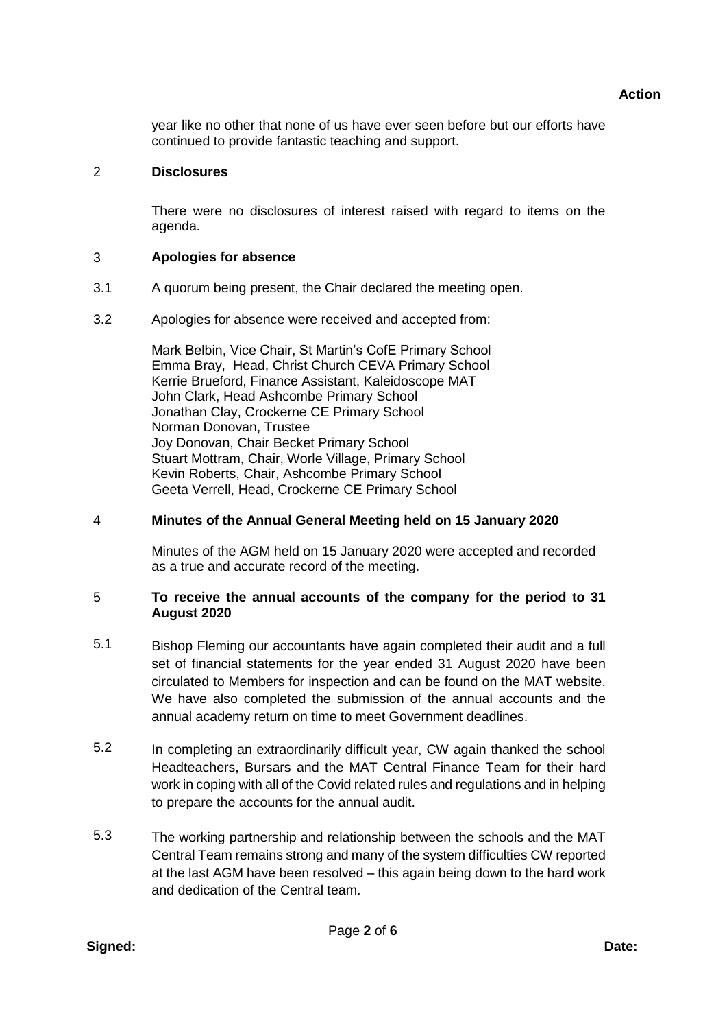year like no other that none of us have ever seen before but our efforts have continued to provide fantastic teaching and support.

## 2 Disclosures

There were no disclosures of interest raised with regard to items on the agenda.

## 3 Apologies for absence

3.1 A quorum being present, the Chair declared the meeting open.

3.2 Apologies for absence were received and accepted from:

Mark Belbin, Vice Chair, St Martin's CofE Primary School
Emma Bray, Head, Christ Church CEVA Primary School
Kerrie Brueford, Finance Assistant, Kaleidoscope MAT
John Clark, Head Ashcombe Primary School
Jonathan Clay, Crockerne CE Primary School
Norman Donovan, Trustee
Joy Donovan, Chair Becket Primary School
Stuart Mottram, Chair, Worle Village, Primary School
Kevin Roberts, Chair, Ashcombe Primary School
Geeta Verrell, Head, Crockerne CE Primary School

## 4 Minutes of the Annual General Meeting held on 15 January 2020

Minutes of the AGM held on 15 January 2020 were accepted and recorded as a true and accurate record of the meeting.

## 5 To receive the annual accounts of the company for the period to 31 August 2020

5.1 Bishop Fleming our accountants have again completed their audit and a full set of financial statements for the year ended 31 August 2020 have been circulated to Members for inspection and can be found on the MAT website. We have also completed the submission of the annual accounts and the annual academy return on time to meet Government deadlines.

5.2 In completing an extraordinarily difficult year, CW again thanked the school Headteachers, Bursars and the MAT Central Finance Team for their hard work in coping with all of the Covid related rules and regulations and in helping to prepare the accounts for the annual audit.

5.3 The working partnership and relationship between the schools and the MAT Central Team remains strong and many of the system difficulties CW reported at the last AGM have been resolved – this again being down to the hard work and dedication of the Central team.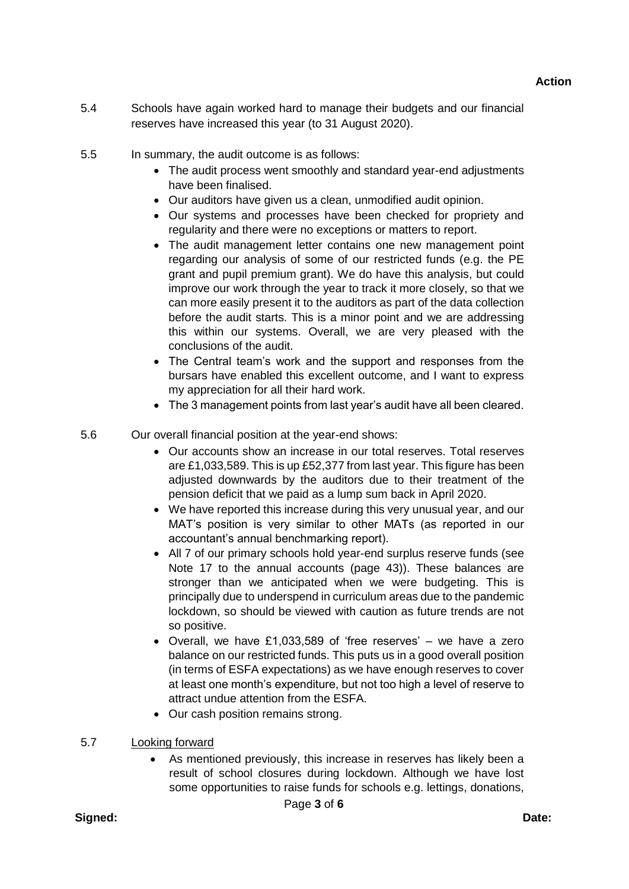**Action**

5.4 Schools have again worked hard to manage their budgets and our financial reserves have increased this year (to 31 August 2020).

5.5 In summary, the audit outcome is as follows:

- The audit process went smoothly and standard year-end adjustments have been finalised.
- Our auditors have given us a clean, unmodified audit opinion.
- Our systems and processes have been checked for propriety and regularity and there were no exceptions or matters to report.
- The audit management letter contains one new management point regarding our analysis of some of our restricted funds (e.g. the PE grant and pupil premium grant). We do have this analysis, but could improve our work through the year to track it more closely, so that we can more easily present it to the auditors as part of the data collection before the audit starts. This is a minor point and we are addressing this within our systems. Overall, we are very pleased with the conclusions of the audit.
- The Central team's work and the support and responses from the bursars have enabled this excellent outcome, and I want to express my appreciation for all their hard work.
- The 3 management points from last year's audit have all been cleared.

5.6 Our overall financial position at the year-end shows:

- Our accounts show an increase in our total reserves. Total reserves are £1,033,589. This is up £52,377 from last year. This figure has been adjusted downwards by the auditors due to their treatment of the pension deficit that we paid as a lump sum back in April 2020.
- We have reported this increase during this very unusual year, and our MAT's position is very similar to other MATs (as reported in our accountant's annual benchmarking report).
- All 7 of our primary schools hold year-end surplus reserve funds (see Note 17 to the annual accounts (page 43)). These balances are stronger than we anticipated when we were budgeting. This is principally due to underspend in curriculum areas due to the pandemic lockdown, so should be viewed with caution as future trends are not so positive.
- Overall, we have £1,033,589 of 'free reserves' – we have a zero balance on our restricted funds. This puts us in a good overall position (in terms of ESFA expectations) as we have enough reserves to cover at least one month's expenditure, but not too high a level of reserve to attract undue attention from the ESFA.
- Our cash position remains strong.

5.7 Looking forward

- As mentioned previously, this increase in reserves has likely been a result of school closures during lockdown. Although we have lost some opportunities to raise funds for schools e.g. lettings, donations,

**Signed:** **Date:**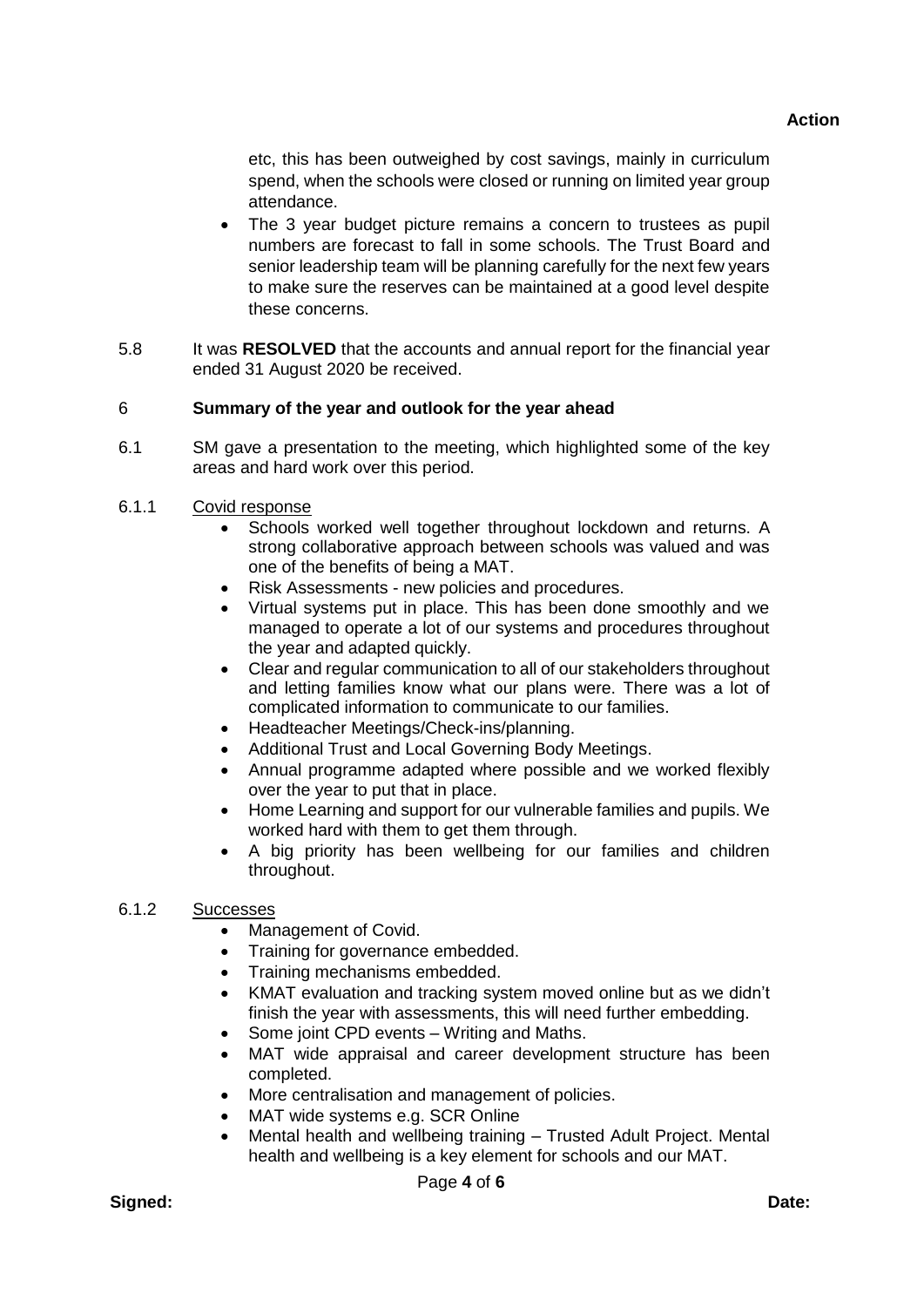**Action**

etc, this has been outweighed by cost savings, mainly in curriculum spend, when the schools were closed or running on limited year group attendance.

- The 3 year budget picture remains a concern to trustees as pupil numbers are forecast to fall in some schools. The Trust Board and senior leadership team will be planning carefully for the next few years to make sure the reserves can be maintained at a good level despite these concerns.

5.8 It was **RESOLVED** that the accounts and annual report for the financial year ended 31 August 2020 be received.

## 6 Summary of the year and outlook for the year ahead

6.1 SM gave a presentation to the meeting, which highlighted some of the key areas and hard work over this period.

6.1.1 Covid response

- Schools worked well together throughout lockdown and returns. A strong collaborative approach between schools was valued and was one of the benefits of being a MAT.
- Risk Assessments - new policies and procedures.
- Virtual systems put in place. This has been done smoothly and we managed to operate a lot of our systems and procedures throughout the year and adapted quickly.
- Clear and regular communication to all of our stakeholders throughout and letting families know what our plans were. There was a lot of complicated information to communicate to our families.
- Headteacher Meetings/Check-ins/planning.
- Additional Trust and Local Governing Body Meetings.
- Annual programme adapted where possible and we worked flexibly over the year to put that in place.
- Home Learning and support for our vulnerable families and pupils. We worked hard with them to get them through.
- A big priority has been wellbeing for our families and children throughout.

6.1.2 Successes

- Management of Covid.
- Training for governance embedded.
- Training mechanisms embedded.
- KMAT evaluation and tracking system moved online but as we didn't finish the year with assessments, this will need further embedding.
- Some joint CPD events – Writing and Maths.
- MAT wide appraisal and career development structure has been completed.
- More centralisation and management of policies.
- MAT wide systems e.g. SCR Online
- Mental health and wellbeing training – Trusted Adult Project. Mental health and wellbeing is a key element for schools and our MAT.

**Signed:** **Date:**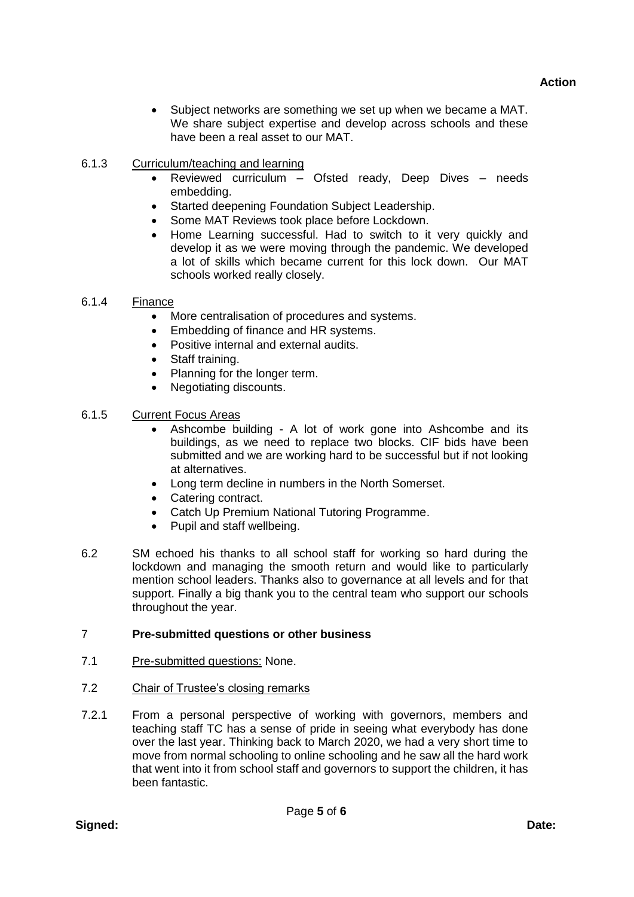**Action**

- Subject networks are something we set up when we became a MAT. We share subject expertise and develop across schools and these have been a real asset to our MAT.

6.1.3 Curriculum/teaching and learning

- Reviewed curriculum – Ofsted ready, Deep Dives – needs embedding.
- Started deepening Foundation Subject Leadership.
- Some MAT Reviews took place before Lockdown.
- Home Learning successful. Had to switch to it very quickly and develop it as we were moving through the pandemic. We developed a lot of skills which became current for this lock down. Our MAT schools worked really closely.

6.1.4 Finance

- More centralisation of procedures and systems.
- Embedding of finance and HR systems.
- Positive internal and external audits.
- Staff training.
- Planning for the longer term.
- Negotiating discounts.

6.1.5 Current Focus Areas

- Ashcombe building - A lot of work gone into Ashcombe and its buildings, as we need to replace two blocks. CIF bids have been submitted and we are working hard to be successful but if not looking at alternatives.
- Long term decline in numbers in the North Somerset.
- Catering contract.
- Catch Up Premium National Tutoring Programme.
- Pupil and staff wellbeing.

6.2 SM echoed his thanks to all school staff for working so hard during the lockdown and managing the smooth return and would like to particularly mention school leaders. Thanks also to governance at all levels and for that support. Finally a big thank you to the central team who support our schools throughout the year.

## 7 Pre-submitted questions or other business

7.1 Pre-submitted questions: None.

7.2 Chair of Trustee's closing remarks

7.2.1 From a personal perspective of working with governors, members and teaching staff TC has a sense of pride in seeing what everybody has done over the last year. Thinking back to March 2020, we had a very short time to move from normal schooling to online schooling and he saw all the hard work that went into it from school staff and governors to support the children, it has been fantastic.

**Signed:** **Date:**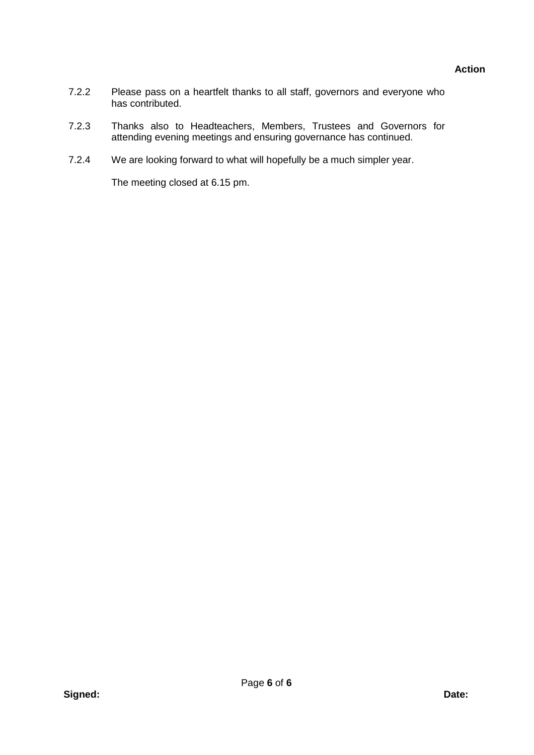**Action**

7.2.2 Please pass on a heartfelt thanks to all staff, governors and everyone who has contributed.

7.2.3 Thanks also to Headteachers, Members, Trustees and Governors for attending evening meetings and ensuring governance has continued.

7.2.4 We are looking forward to what will hopefully be a much simpler year.

The meeting closed at 6.15 pm.

**Signed:** **Date:**